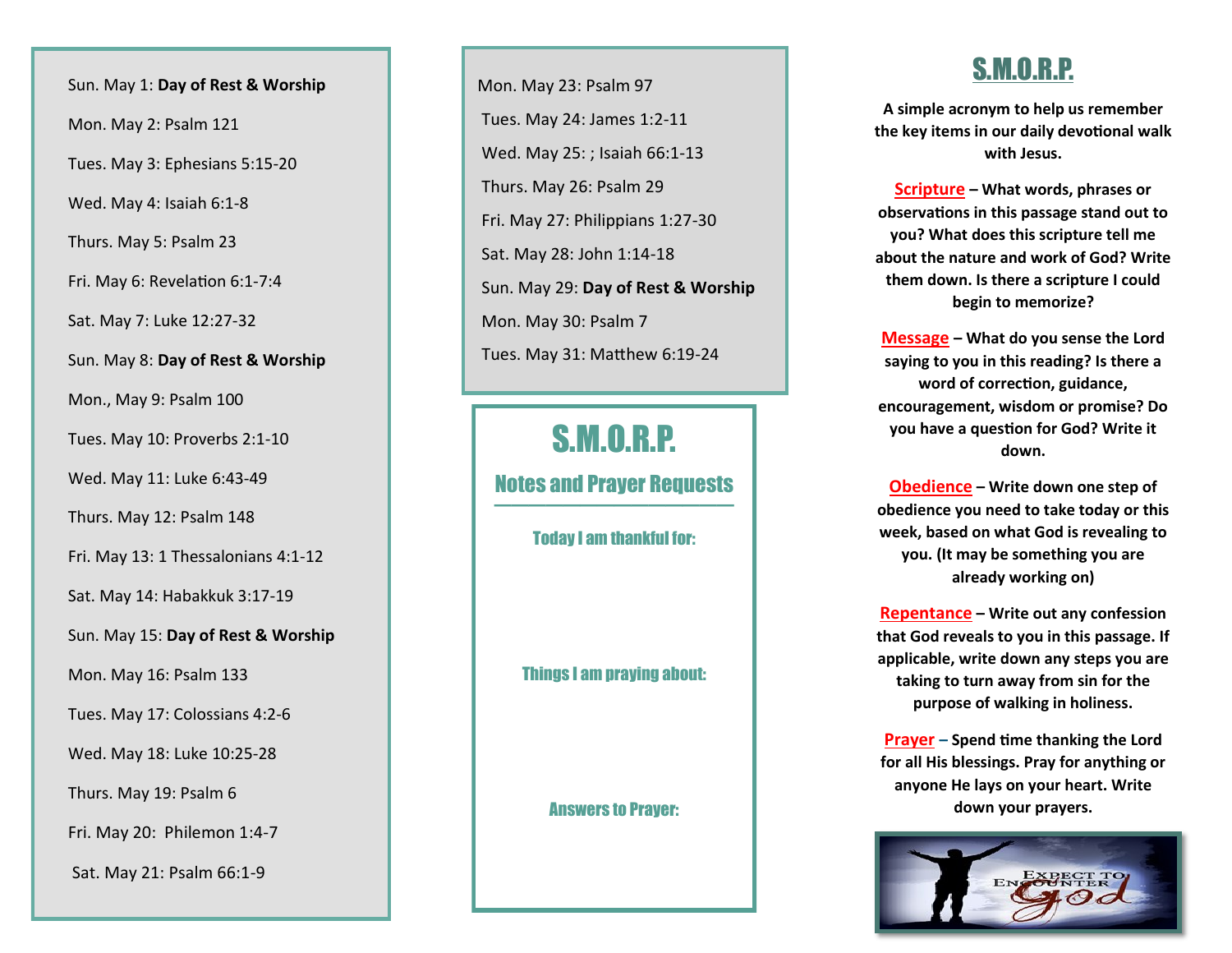Sun. May 1: **Day of Rest & Worship**

Mon. May 2: Psalm 121

Tues. May 3: Ephesians 5:15-20

Wed. May 4: Isaiah 6:1-8

Thurs. May 5: Psalm 23

Fri. May 6: Revelation 6:1-7:4

Sat. May 7: Luke 12:27-32

Sun. May 8: **Day of Rest & Worship**

Mon., May 9: Psalm 100

Tues. May 10: Proverbs 2:1-10

Wed. May 11: Luke 6:43-49

Thurs. May 12: Psalm 148

Fri. May 13: 1 Thessalonians 4:1-12

Sat. May 14: Habakkuk 3:17-19

Sun. May 15: **Day of Rest & Worship**

Mon. May 16: Psalm 133

Tues. May 17: Colossians 4:2-6

Wed. May 18: Luke 10:25-28

Thurs. May 19: Psalm 6

Fri. May 20: Philemon 1:4-7

Sat. May 21: Psalm 66:1-9

Mon. May 23: Psalm 97

Tues. May 24: James 1:2-11

Wed. May 25: ; Isaiah 66:1-13

Thurs. May 26: Psalm 29

Fri. May 27: Philippians 1:27-30

Sat. May 28: John 1:14-18

Sun. May 29: **Day of Rest & Worship**

Mon. May 30: Psalm 7

Tues. May 31: Matthew 6:19-24

# S.M.O.R.P.

## Notes and Prayer Requests

### Today I am thankful for:

### Things I am praying about:

### Answers to Prayer:

# S.M.O.R.P.

**A simple acronym to help us remember the key items in our daily devotional walk with Jesus.**

**Scripture – What words, phrases or observations in this passage stand out to you? What does this scripture tell me about the nature and work of God? Write them down. Is there a scripture I could begin to memorize?**

**Message – What do you sense the Lord saying to you in this reading? Is there a word of correction, guidance, encouragement, wisdom or promise? Do you have a question for God? Write it down.**

**Obedience – Write down one step of obedience you need to take today or this week, based on what God is revealing to you. (It may be something you are already working on)**

**Repentance – Write out any confession that God reveals to you in this passage. If applicable, write down any steps you are taking to turn away from sin for the purpose of walking in holiness.**

**Prayer – Spend time thanking the Lord for all His blessings. Pray for anything or anyone He lays on your heart. Write down your prayers.**

Expect to Encounter God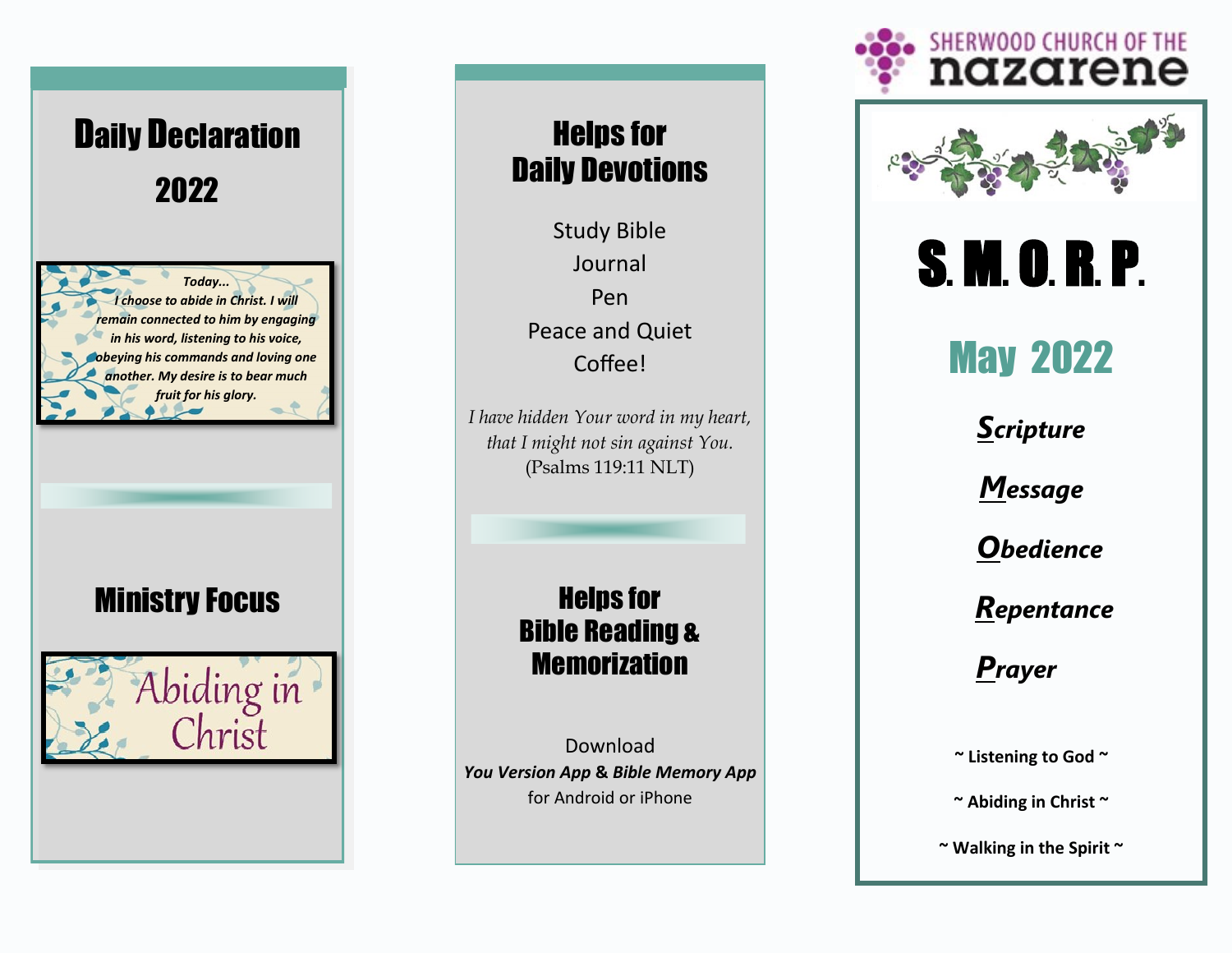# Daily Declaration 2022

*Today...*
*I choose to abide in Christ. I will remain connected to him by engaging in his word, listening to his voice, obeying his commands and loving one another. My desire is to bear much fruit for his glory.*

## Ministry Focus

Abiding in Christ

## Helps for Daily Devotions

Study Bible
Journal
Pen
Peace and Quiet
Coffee!

*I have hidden Your word in my heart, that I might not sin against You.*
(Psalms 119:11 NLT)

## Helps for Bible Reading & Memorization

Download
***You Version App* & *Bible Memory App***
for Android or iPhone

SHERWOOD CHURCH OF THE nazarene

# S. M. O. R. P.

## May 2022

***Scripture***

***Message***

***Obedience***

***Repentance***

***Prayer***

**~ Listening to God ~**

**~ Abiding in Christ ~**

**~ Walking in the Spirit ~**